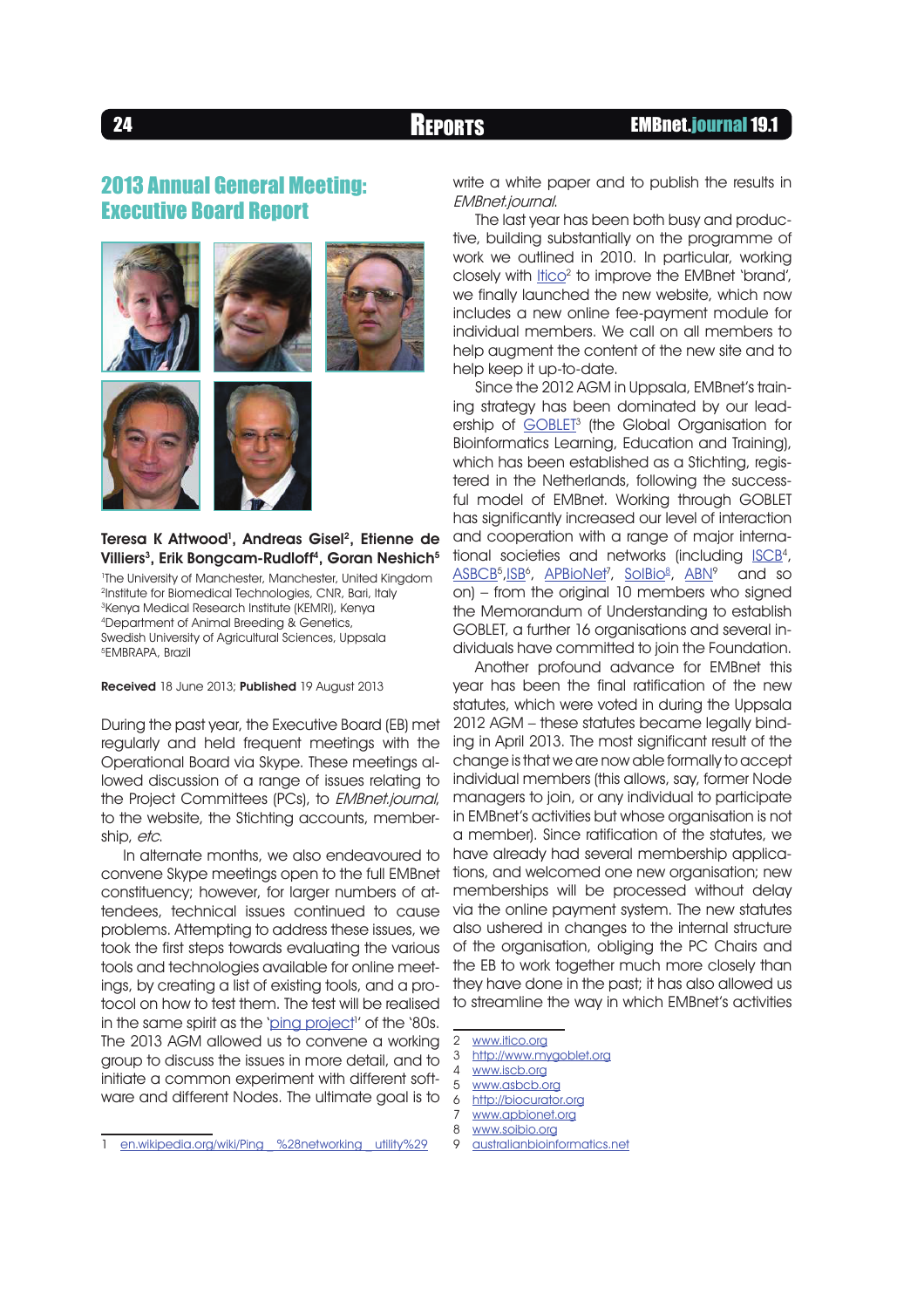## 2013 Annual General Meeting: Executive Board Report

**Teresa K Attwood[1], Andreas Gisel[2], Etienne de Villiers[3], Erik Bongcam-Rudloff[4], Goran Neshich[5]**

[1]The University of Manchester, Manchester, United Kingdom
[2]Institute for Biomedical Technologies, CNR, Bari, Italy
[3]Kenya Medical Research Institute (KEMRI), Kenya
[4]Department of Animal Breeding & Genetics, Swedish University of Agricultural Sciences, Uppsala
[5]EMBRAPA, Brazil

**Received** 18 June 2013; **Published** 19 August 2013

During the past year, the Executive Board (EB) met regularly and held frequent meetings with the Operational Board via Skype. These meetings allowed discussion of a range of issues relating to the Project Committees (PCs), to *EMBnet.journal*, to the website, the Stichting accounts, membership, *etc*.

In alternate months, we also endeavoured to convene Skype meetings open to the full EMBnet constituency; however, for larger numbers of attendees, technical issues continued to cause problems. Attempting to address these issues, we took the first steps towards evaluating the various tools and technologies available for online meetings, by creating a list of existing tools, and a protocol on how to test them. The test will be realised in the same spirit as the 'ping project[1]' of the '80s. The 2013 AGM allowed us to convene a working group to discuss the issues in more detail, and to initiate a common experiment with different software and different Nodes. The ultimate goal is to write a white paper and to publish the results in *EMBnet.journal*.

The last year has been both busy and productive, building substantially on the programme of work we outlined in 2010. In particular, working closely with Itico[2] to improve the EMBnet 'brand', we finally launched the new website, which now includes a new online fee-payment module for individual members. We call on all members to help augment the content of the new site and to help keep it up-to-date.

Since the 2012 AGM in Uppsala, EMBnet's training strategy has been dominated by our leadership of GOBLET[3] (the Global Organisation for Bioinformatics Learning, Education and Training), which has been established as a Stichting, registered in the Netherlands, following the successful model of EMBnet. Working through GOBLET has significantly increased our level of interaction and cooperation with a range of major international societies and networks (including ISCB[4], ASBCB[5], ISB[6], APBioNet[7], SoIBio[8], ABN[9] and so on) – from the original 10 members who signed the Memorandum of Understanding to establish GOBLET, a further 16 organisations and several individuals have committed to join the Foundation.

Another profound advance for EMBnet this year has been the final ratification of the new statutes, which were voted in during the Uppsala 2012 AGM – these statutes became legally binding in April 2013. The most significant result of the change is that we are now able formally to accept individual members (this allows, say, former Node managers to join, or any individual to participate in EMBnet's activities but whose organisation is not a member). Since ratification of the statutes, we have already had several membership applications, and welcomed one new organisation; new memberships will be processed without delay via the online payment system. The new statutes also ushered in changes to the internal structure of the organisation, obliging the PC Chairs and the EB to work together much more closely than they have done in the past; it has also allowed us to streamline the way in which EMBnet's activities

1 en.wikipedia.org/wiki/Ping_%28networking_utility%29

2 www.itico.org
3 http://www.mygoblet.org
4 www.iscb.org
5 www.asbcb.org
6 http://biocurator.org
7 www.apbionet.org
8 www.soibio.org
9 australianbioinformatics.net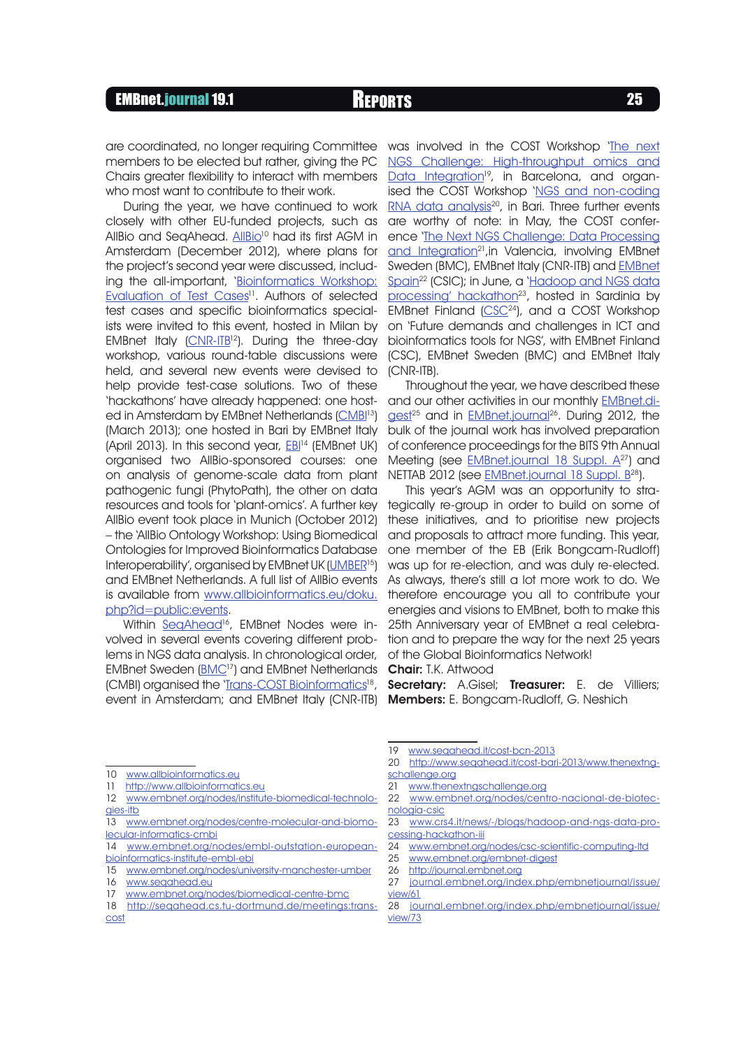are coordinated, no longer requiring Committee members to be elected but rather, giving the PC Chairs greater flexibility to interact with members who most want to contribute to their work.

During the year, we have continued to work closely with other EU-funded projects, such as AllBio and SeqAhead. AllBio[10] had its first AGM in Amsterdam (December 2012), where plans for the project's second year were discussed, including the all-important, 'Bioinformatics Workshop: Evaluation of Test Cases[11]. Authors of selected test cases and specific bioinformatics specialists were invited to this event, hosted in Milan by EMBnet Italy (CNR-ITB[12]). During the three-day workshop, various round-table discussions were held, and several new events were devised to help provide test-case solutions. Two of these 'hackathons' have already happened: one hosted in Amsterdam by EMBnet Netherlands (CMBI[13]) (March 2013); one hosted in Bari by EMBnet Italy (April 2013). In this second year, EBI[14] (EMBnet UK) organised two AllBio-sponsored courses: one on analysis of genome-scale data from plant pathogenic fungi (PhytoPath), the other on data resources and tools for 'plant-omics'. A further key AllBio event took place in Munich (October 2012) – the 'AllBio Ontology Workshop: Using Biomedical Ontologies for Improved Bioinformatics Database Interoperability', organised by EMBnet UK (UMBER[15]) and EMBnet Netherlands. A full list of AllBio events is available from www.allbioinformatics.eu/doku.php?id=public:events.

Within SeqAhead[16], EMBnet Nodes were involved in several events covering different problems in NGS data analysis. In chronological order, EMBnet Sweden (BMC[17]) and EMBnet Netherlands (CMBI) organised the 'Trans-COST Bioinformatics[18], event in Amsterdam; and EMBnet Italy (CNR-ITB) was involved in the COST Workshop 'The next NGS Challenge: High-throughput omics and Data Integration[19], in Barcelona, and organised the COST Workshop 'NGS and non-coding RNA data analysis[20], in Bari. Three further events are worthy of note: in May, the COST conference 'The Next NGS Challenge: Data Processing and Integration[21],in Valencia, involving EMBnet Sweden (BMC), EMBnet Italy (CNR-ITB) and EMBnet Spain[22] (CSIC); in June, a 'Hadoop and NGS data processing' hackathon[23], hosted in Sardinia by EMBnet Finland (CSC[24]), and a COST Workshop on 'Future demands and challenges in ICT and bioinformatics tools for NGS', with EMBnet Finland (CSC), EMBnet Sweden (BMC) and EMBnet Italy (CNR-ITB).

Throughout the year, we have described these and our other activities in our monthly EMBnet.digest[25] and in EMBnet.journal[26]. During 2012, the bulk of the journal work has involved preparation of conference proceedings for the BITS 9th Annual Meeting (see EMBnet.journal 18 Suppl. A[27]) and NETTAB 2012 (see EMBnet.journal 18 Suppl. B[28]).

This year's AGM was an opportunity to strategically re-group in order to build on some of these initiatives, and to prioritise new projects and proposals to attract more funding. This year, one member of the EB (Erik Bongcam-Rudloff) was up for re-election, and was duly re-elected. As always, there's still a lot more work to do. We therefore encourage you all to contribute your energies and visions to EMBnet, both to make this 25th Anniversary year of EMBnet a real celebration and to prepare the way for the next 25 years of the Global Bioinformatics Network!

**Chair:** T.K. Attwood
**Secretary:** A.Gisel; **Treasurer:** E. de Villiers; **Members:** E. Bongcam-Rudloff, G. Neshich

---

10 www.allbioinformatics.eu
11 http://www.allbioinformatics.eu
12 www.embnet.org/nodes/institute-biomedical-technologies-itb
13 www.embnet.org/nodes/centre-molecular-and-biomolecular-informatics-cmbi
14 www.embnet.org/nodes/embl-outstation-european-bioinformatics-institute-embl-ebi
15 www.embnet.org/nodes/university-manchester-umber
16 www.seqahead.eu
17 www.embnet.org/nodes/biomedical-centre-bmc
18 http://seqahead.cs.tu-dortmund.de/meetings:trans-cost
19 www.seqahead.it/cost-bcn-2013
20 http://www.seqahead.it/cost-bari-2013/www.thenextngschallenge.org
21 www.thenextngschallenge.org
22 www.embnet.org/nodes/centro-nacional-de-biotecnologia-csic
23 www.crs4.it/news/-/blogs/hadoop-and-ngs-data-processing-hackathon-iii
24 www.embnet.org/nodes/csc-scientific-computing-ltd
25 www.embnet.org/embnet-digest
26 http://journal.embnet.org
27 journal.embnet.org/index.php/embnetjournal/issue/view/61
28 journal.embnet.org/index.php/embnetjournal/issue/view/73